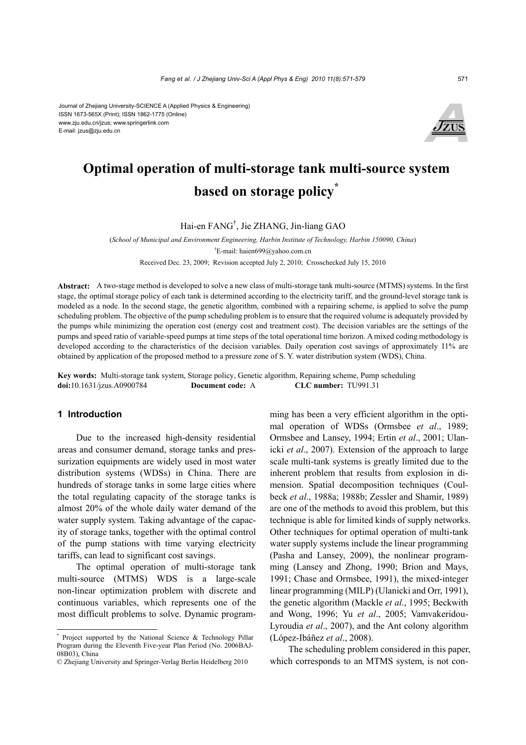Journal of Zhejiang University-SCIENCE A (Applied Physics & Engineering)
ISSN 1673-565X (Print); ISSN 1862-1775 (Online)
www.zju.edu.cn/jzus; www.springerlink.com
E-mail: jzus@zju.edu.cn

# Optimal operation of multi-storage tank multi-source system based on storage policy*

Hai-en FANG†, Jie ZHANG, Jin-liang GAO

(*School of Municipal and Environment Engineering, Harbin Institute of Technology, Harbin 150090, China*)

†E-mail: haien699@yahoo.com.cn

Received Dec. 23, 2009; Revision accepted July 2, 2010; Crosschecked July 15, 2010

**Abstract:** A two-stage method is developed to solve a new class of multi-storage tank multi-source (MTMS) systems. In the first stage, the optimal storage policy of each tank is determined according to the electricity tariff, and the ground-level storage tank is modeled as a node. In the second stage, the genetic algorithm, combined with a repairing scheme, is applied to solve the pump scheduling problem. The objective of the pump scheduling problem is to ensure that the required volume is adequately provided by the pumps while minimizing the operation cost (energy cost and treatment cost). The decision variables are the settings of the pumps and speed ratio of variable-speed pumps at time steps of the total operational time horizon. A mixed coding methodology is developed according to the characteristics of the decision variables. Daily operation cost savings of approximately 11% are obtained by application of the proposed method to a pressure zone of S. Y. water distribution system (WDS), China.

**Key words:** Multi-storage tank system, Storage policy, Genetic algorithm, Repairing scheme, Pump scheduling
**doi:**10.1631/jzus.A0900784 **Document code:** A **CLC number:** TU991.31

## 1 Introduction

Due to the increased high-density residential areas and consumer demand, storage tanks and pressurization equipments are widely used in most water distribution systems (WDSs) in China. There are hundreds of storage tanks in some large cities where the total regulating capacity of the storage tanks is almost 20% of the whole daily water demand of the water supply system. Taking advantage of the capacity of storage tanks, together with the optimal control of the pump stations with time varying electricity tariffs, can lead to significant cost savings.

The optimal operation of multi-storage tank multi-source (MTMS) WDS is a large-scale non-linear optimization problem with discrete and continuous variables, which represents one of the most difficult problems to solve. Dynamic programming has been a very efficient algorithm in the optimal operation of WDSs (Ormsbee *et al*., 1989; Ormsbee and Lansey, 1994; Ertin *et al*., 2001; Ulanicki *et al*., 2007). Extension of the approach to large scale multi-tank systems is greatly limited due to the inherent problem that results from explosion in dimension. Spatial decomposition techniques (Coulbeck *et al*., 1988a; 1988b; Zessler and Shamir, 1989) are one of the methods to avoid this problem, but this technique is able for limited kinds of supply networks. Other techniques for optimal operation of multi-tank water supply systems include the linear programming (Pasha and Lansey, 2009), the nonlinear programming (Lansey and Zhong, 1990; Brion and Mays, 1991; Chase and Ormsbee, 1991), the mixed-integer linear programming (MILP) (Ulanicki and Orr, 1991), the genetic algorithm (Mackle *et al*., 1995; Beckwith and Wong, 1996; Yu *et al*., 2005; Vamvakeridou-Lyroudia *et al*., 2007), and the Ant colony algorithm (López-Ibáñez *et al*., 2008).

The scheduling problem considered in this paper, which corresponds to an MTMS system, is not con-

---

* Project supported by the National Science & Technology Pillar Program during the Eleventh Five-year Plan Period (No. 2006BAJ-08B03), China

© Zhejiang University and Springer-Verlag Berlin Heidelberg 2010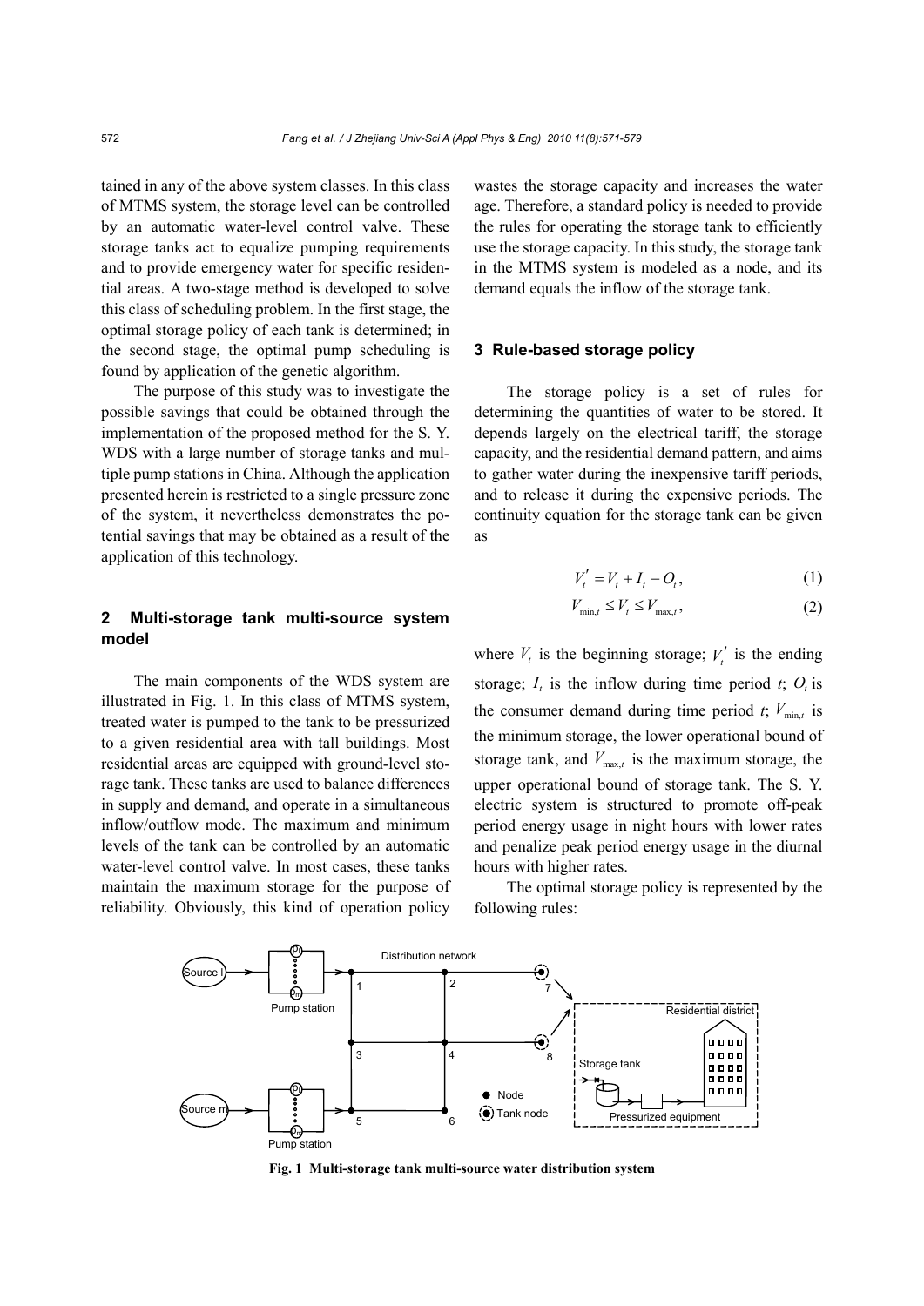tained in any of the above system classes. In this class of MTMS system, the storage level can be controlled by an automatic water-level control valve. These storage tanks act to equalize pumping requirements and to provide emergency water for specific residential areas. A two-stage method is developed to solve this class of scheduling problem. In the first stage, the optimal storage policy of each tank is determined; in the second stage, the optimal pump scheduling is found by application of the genetic algorithm.

The purpose of this study was to investigate the possible savings that could be obtained through the implementation of the proposed method for the S. Y. WDS with a large number of storage tanks and multiple pump stations in China. Although the application presented herein is restricted to a single pressure zone of the system, it nevertheless demonstrates the potential savings that may be obtained as a result of the application of this technology.

## 2 Multi-storage tank multi-source system model

The main components of the WDS system are illustrated in Fig. 1. In this class of MTMS system, treated water is pumped to the tank to be pressurized to a given residential area with tall buildings. Most residential areas are equipped with ground-level storage tank. These tanks are used to balance differences in supply and demand, and operate in a simultaneous inflow/outflow mode. The maximum and minimum levels of the tank can be controlled by an automatic water-level control valve. In most cases, these tanks maintain the maximum storage for the purpose of reliability. Obviously, this kind of operation policy wastes the storage capacity and increases the water age. Therefore, a standard policy is needed to provide the rules for operating the storage tank to efficiently use the storage capacity. In this study, the storage tank in the MTMS system is modeled as a node, and its demand equals the inflow of the storage tank.

## 3 Rule-based storage policy

The storage policy is a set of rules for determining the quantities of water to be stored. It depends largely on the electrical tariff, the storage capacity, and the residential demand pattern, and aims to gather water during the inexpensive tariff periods, and to release it during the expensive periods. The continuity equation for the storage tank can be given as

$$V_t' = V_t + I_t - O_t, \tag{1}$$

$$V_{\min,t} \le V_t \le V_{\max,t}, \tag{2}$$

where $V_t$ is the beginning storage; $V_t'$ is the ending storage; $I_t$ is the inflow during time period $t$; $O_t$ is the consumer demand during time period $t$; $V_{\min,t}$ is the minimum storage, the lower operational bound of storage tank, and $V_{\max,t}$ is the maximum storage, the upper operational bound of storage tank. The S. Y. electric system is structured to promote off-peak period energy usage in night hours with lower rates and penalize peak period energy usage in the diurnal hours with higher rates.

The optimal storage policy is represented by the following rules:

**Fig. 1 Multi-storage tank multi-source water distribution system**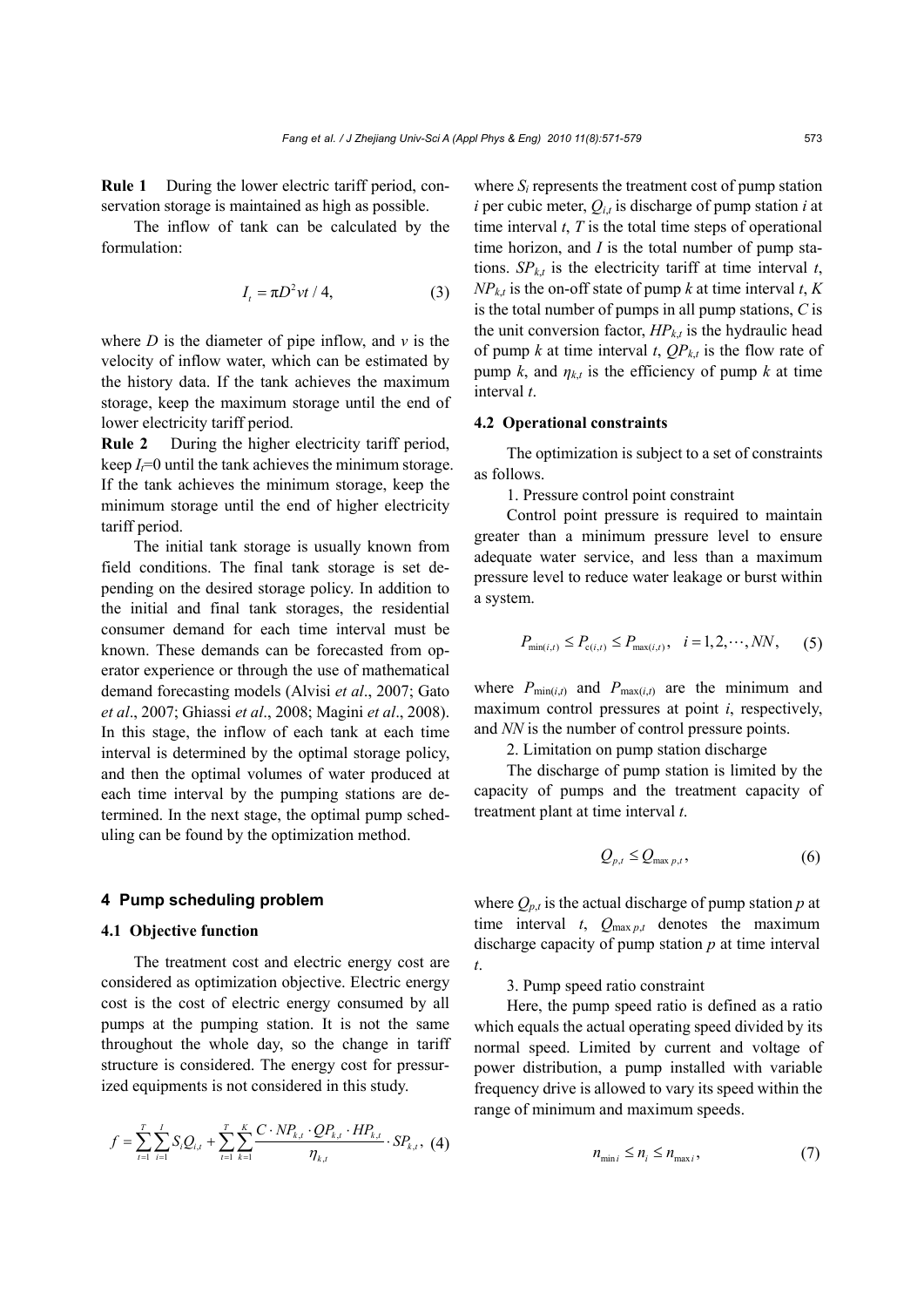**Rule 1** During the lower electric tariff period, conservation storage is maintained as high as possible.

The inflow of tank can be calculated by the formulation:

$$I_t = \pi D^2 vt / 4, \tag{3}$$

where $D$ is the diameter of pipe inflow, and $v$ is the velocity of inflow water, which can be estimated by the history data. If the tank achieves the maximum storage, keep the maximum storage until the end of lower electricity tariff period.

**Rule 2** During the higher electricity tariff period, keep $I_t$=0 until the tank achieves the minimum storage. If the tank achieves the minimum storage, keep the minimum storage until the end of higher electricity tariff period.

The initial tank storage is usually known from field conditions. The final tank storage is set depending on the desired storage policy. In addition to the initial and final tank storages, the residential consumer demand for each time interval must be known. These demands can be forecasted from operator experience or through the use of mathematical demand forecasting models (Alvisi *et al*., 2007; Gato *et al*., 2007; Ghiassi *et al*., 2008; Magini *et al*., 2008). In this stage, the inflow of each tank at each time interval is determined by the optimal storage policy, and then the optimal volumes of water produced at each time interval by the pumping stations are determined. In the next stage, the optimal pump scheduling can be found by the optimization method.

## 4 Pump scheduling problem

### 4.1 Objective function

The treatment cost and electric energy cost are considered as optimization objective. Electric energy cost is the cost of electric energy consumed by all pumps at the pumping station. It is not the same throughout the whole day, so the change in tariff structure is considered. The energy cost for pressurized equipments is not considered in this study.

$$f = \sum_{t=1}^{T}\sum_{i=1}^{I} S_i Q_{i,t} + \sum_{t=1}^{T}\sum_{k=1}^{K} \frac{C \cdot NP_{k,t} \cdot QP_{k,t} \cdot HP_{k,t}}{\eta_{k,t}} \cdot SP_{k,t}, \tag{4}$$

where $S_i$ represents the treatment cost of pump station $i$ per cubic meter, $Q_{i,t}$ is discharge of pump station $i$ at time interval $t$, $T$ is the total time steps of operational time horizon, and $I$ is the total number of pump stations. $SP_{k,t}$ is the electricity tariff at time interval $t$, $NP_{k,t}$ is the on-off state of pump $k$ at time interval $t$, $K$ is the total number of pumps in all pump stations, $C$ is the unit conversion factor, $HP_{k,t}$ is the hydraulic head of pump $k$ at time interval $t$, $QP_{k,t}$ is the flow rate of pump $k$, and $\eta_{k,t}$ is the efficiency of pump $k$ at time interval $t$.

### 4.2 Operational constraints

The optimization is subject to a set of constraints as follows.

1. Pressure control point constraint

Control point pressure is required to maintain greater than a minimum pressure level to ensure adequate water service, and less than a maximum pressure level to reduce water leakage or burst within a system.

$$P_{\min(i,t)} \le P_{c(i,t)} \le P_{\max(i,t)}, \quad i = 1, 2, \cdots, NN, \tag{5}$$

where $P_{\min(i,t)}$ and $P_{\max(i,t)}$ are the minimum and maximum control pressures at point $i$, respectively, and $NN$ is the number of control pressure points.

2. Limitation on pump station discharge

The discharge of pump station is limited by the capacity of pumps and the treatment capacity of treatment plant at time interval $t$.

$$Q_{p,t} \le Q_{\max p,t}, \tag{6}$$

where $Q_{p,t}$ is the actual discharge of pump station $p$ at time interval $t$, $Q_{\max p,t}$ denotes the maximum discharge capacity of pump station $p$ at time interval $t$.

3. Pump speed ratio constraint

Here, the pump speed ratio is defined as a ratio which equals the actual operating speed divided by its normal speed. Limited by current and voltage of power distribution, a pump installed with variable frequency drive is allowed to vary its speed within the range of minimum and maximum speeds.

$$n_{\min i} \le n_i \le n_{\max i}, \tag{7}$$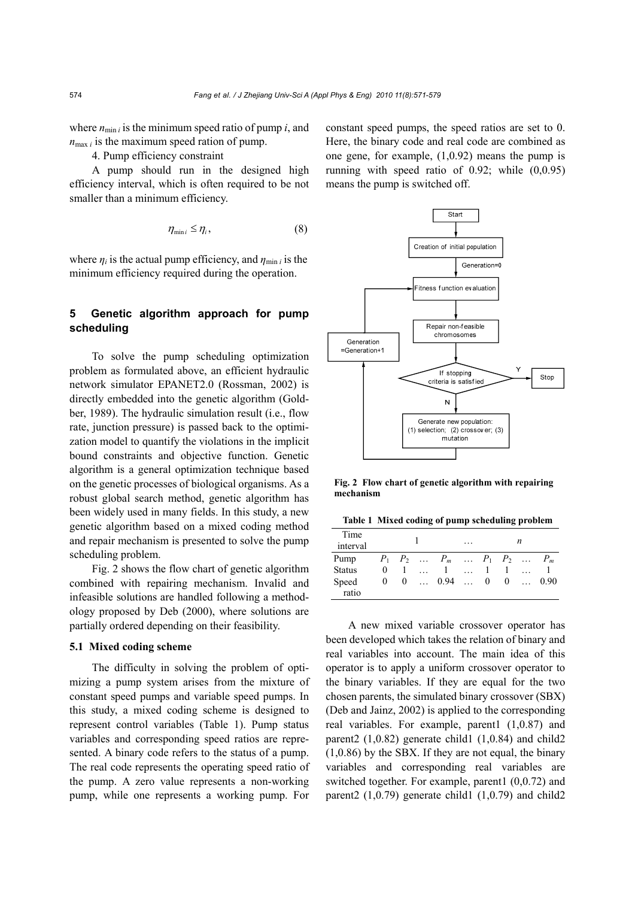where $n_{\min i}$ is the minimum speed ratio of pump $i$, and $n_{\max i}$ is the maximum speed ration of pump.

4. Pump efficiency constraint

A pump should run in the designed high efficiency interval, which is often required to be not smaller than a minimum efficiency.

$$\eta_{\min i} \le \eta_i, \tag{8}$$

where $\eta_i$ is the actual pump efficiency, and $\eta_{\min i}$ is the minimum efficiency required during the operation.

## 5 Genetic algorithm approach for pump scheduling

To solve the pump scheduling optimization problem as formulated above, an efficient hydraulic network simulator EPANET2.0 (Rossman, 2002) is directly embedded into the genetic algorithm (Goldber, 1989). The hydraulic simulation result (i.e., flow rate, junction pressure) is passed back to the optimization model to quantify the violations in the implicit bound constraints and objective function. Genetic algorithm is a general optimization technique based on the genetic processes of biological organisms. As a robust global search method, genetic algorithm has been widely used in many fields. In this study, a new genetic algorithm based on a mixed coding method and repair mechanism is presented to solve the pump scheduling problem.

Fig. 2 shows the flow chart of genetic algorithm combined with repairing mechanism. Invalid and infeasible solutions are handled following a methodology proposed by Deb (2000), where solutions are partially ordered depending on their feasibility.

### 5.1 Mixed coding scheme

The difficulty in solving the problem of optimizing a pump system arises from the mixture of constant speed pumps and variable speed pumps. In this study, a mixed coding scheme is designed to represent control variables (Table 1). Pump status variables and corresponding speed ratios are represented. A binary code refers to the status of a pump. The real code represents the operating speed ratio of the pump. A zero value represents a non-working pump, while one represents a working pump. For constant speed pumps, the speed ratios are set to 0. Here, the binary code and real code are combined as one gene, for example, (1,0.92) means the pump is running with speed ratio of 0.92; while (0,0.95) means the pump is switched off.

Start → Creation of initial population → (Generation=0) → Fitness function evaluation → Repair non-feasible chromosomes → If stopping criteria is satisfied → Y: Stop; N: Generate new population: (1) selection; (2) crossover; (3) mutation → Generation =Generation+1 → Fitness function evaluation

**Fig. 2 Flow chart of genetic algorithm with repairing mechanism**

**Table 1 Mixed coding of pump scheduling problem**

| Time interval | 1 | | | | … | $n$ | | | |
|---|---|---|---|---|---|---|---|---|---|
| Pump | $P_1$ | $P_2$ | … | $P_m$ | … | $P_1$ | $P_2$ | … | $P_m$ |
| Status | 0 | 1 | … | 1 | … | 1 | 1 | … | 1 |
| Speed ratio | 0 | 0 | … | 0.94 | … | 0 | 0 | … | 0.90 |

A new mixed variable crossover operator has been developed which takes the relation of binary and real variables into account. The main idea of this operator is to apply a uniform crossover operator to the binary variables. If they are equal for the two chosen parents, the simulated binary crossover (SBX) (Deb and Jainz, 2002) is applied to the corresponding real variables. For example, parent1 (1,0.87) and parent2 (1,0.82) generate child1 (1,0.84) and child2 (1,0.86) by the SBX. If they are not equal, the binary variables and corresponding real variables are switched together. For example, parent1 (0,0.72) and parent2 (1,0.79) generate child1 (1,0.79) and child2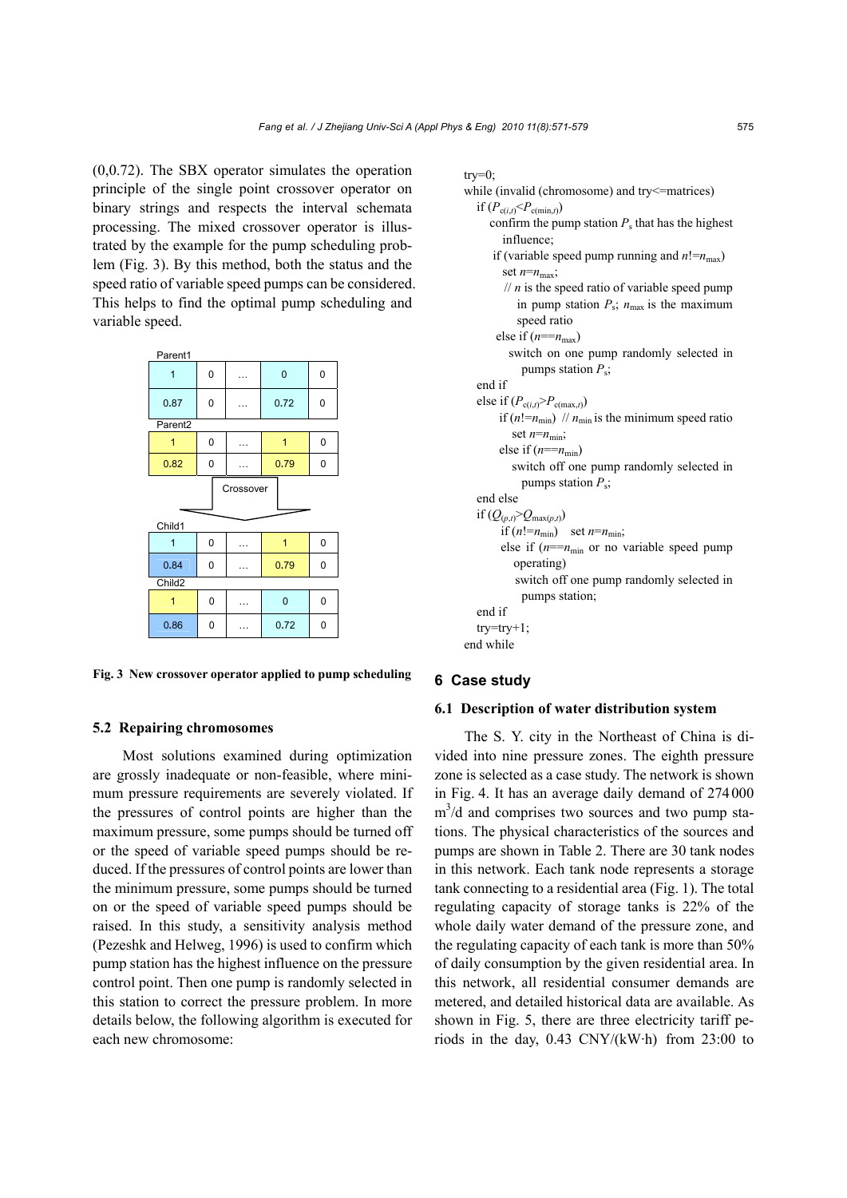(0,0.72). The SBX operator simulates the operation principle of the single point crossover operator on binary strings and respects the interval schemata processing. The mixed crossover operator is illustrated by the example for the pump scheduling problem (Fig. 3). By this method, both the status and the speed ratio of variable speed pumps can be considered. This helps to find the optimal pump scheduling and variable speed.

Parent1

| 1 | 0 | … | 0 | 0 |
|---|---|---|---|---|
| 0.87 | 0 | … | 0.72 | 0 |

Parent2

| 1 | 0 | … | 1 | 0 |
|---|---|---|---|---|
| 0.82 | 0 | … | 0.79 | 0 |

Crossover

Child1

| 1 | 0 | … | 1 | 0 |
|---|---|---|---|---|
| 0.84 | 0 | … | 0.79 | 0 |

Child2

| 1 | 0 | … | 0 | 0 |
|---|---|---|---|---|
| 0.86 | 0 | … | 0.72 | 0 |

**Fig. 3 New crossover operator applied to pump scheduling**

### 5.2 Repairing chromosomes

Most solutions examined during optimization are grossly inadequate or non-feasible, where minimum pressure requirements are severely violated. If the pressures of control points are higher than the maximum pressure, some pumps should be turned off or the speed of variable speed pumps should be reduced. If the pressures of control points are lower than the minimum pressure, some pumps should be turned on or the speed of variable speed pumps should be raised. In this study, a sensitivity analysis method (Pezeshk and Helweg, 1996) is used to confirm which pump station has the highest influence on the pressure control point. Then one pump is randomly selected in this station to correct the pressure problem. In more details below, the following algorithm is executed for each new chromosome:

```
try=0;
while (invalid (chromosome) and try<=matrices)
  if (P_c(i,t) < P_c(min,t))
    confirm the pump station P_s that has the highest
      influence;
    if (variable speed pump running and n!=n_max)
      set n=n_max;
      // n is the speed ratio of variable speed pump
         in pump station P_s; n_max is the maximum
         speed ratio
    else if (n==n_max)
      switch on one pump randomly selected in
        pumps station P_s;
  end if
  else if (P_c(i,t) > P_c(max,t))
    if (n!=n_min)  // n_min is the minimum speed ratio
      set n=n_min;
    else if (n==n_min)
      switch off one pump randomly selected in
        pumps station P_s;
  end else
  if (Q_(p,t) > Q_max(p,t))
    if (n!=n_min)   set n=n_min;
    else if (n==n_min or no variable speed pump
      operating)
      switch off one pump randomly selected in
        pumps station;
  end if
  try=try+1;
end while
```

## 6 Case study

### 6.1 Description of water distribution system

The S. Y. city in the Northeast of China is divided into nine pressure zones. The eighth pressure zone is selected as a case study. The network is shown in Fig. 4. It has an average daily demand of 274 000 $m^3$/d and comprises two sources and two pump stations. The physical characteristics of the sources and pumps are shown in Table 2. There are 30 tank nodes in this network. Each tank node represents a storage tank connecting to a residential area (Fig. 1). The total regulating capacity of storage tanks is 22% of the whole daily water demand of the pressure zone, and the regulating capacity of each tank is more than 50% of daily consumption by the given residential area. In this network, all residential consumer demands are metered, and detailed historical data are available. As shown in Fig. 5, there are three electricity tariff periods in the day, 0.43 CNY/(kW·h) from 23:00 to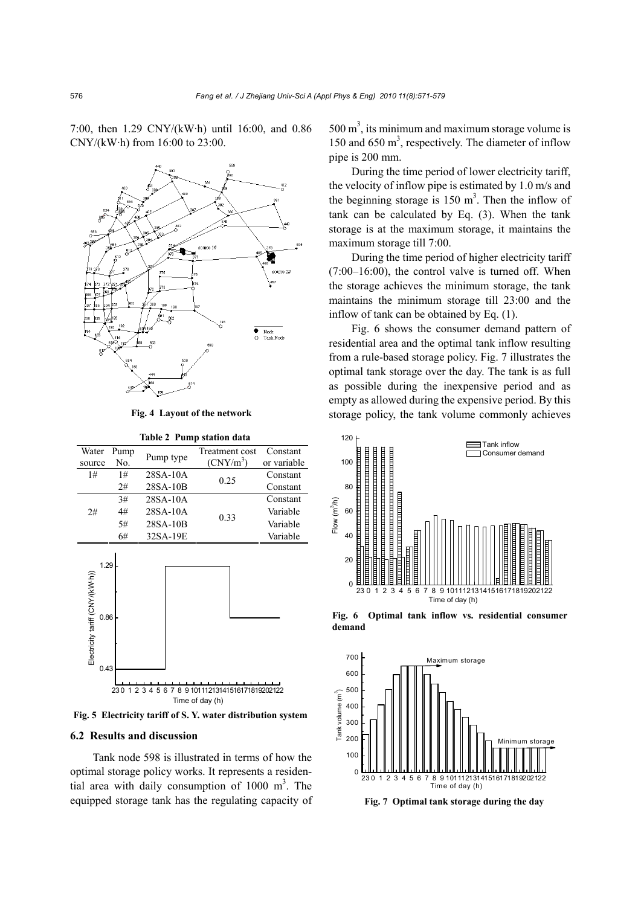7:00, then 1.29 CNY/(kW·h) until 16:00, and 0.86 CNY/(kW·h) from 16:00 to 23:00.

**Fig. 4 Layout of the network**

**Table 2 Pump station data**

| Water source | Pump No. | Pump type | Treatment cost (CNY/m$^3$) | Constant or variable |
|---|---|---|---|---|
| 1# | 1# | 28SA-10A | 0.25 | Constant |
| | 2# | 28SA-10B | | Constant |
| 2# | 3# | 28SA-10A | 0.33 | Constant |
| | 4# | 28SA-10A | | Variable |
| | 5# | 28SA-10B | | Variable |
| | 6# | 32SA-19E | | Variable |

**Fig. 5 Electricity tariff of S. Y. water distribution system**

## 6.2 Results and discussion

Tank node 598 is illustrated in terms of how the optimal storage policy works. It represents a residential area with daily consumption of 1000 m$^3$. The equipped storage tank has the regulating capacity of 500 m$^3$, its minimum and maximum storage volume is 150 and 650 m$^3$, respectively. The diameter of inflow pipe is 200 mm.

During the time period of lower electricity tariff, the velocity of inflow pipe is estimated by 1.0 m/s and the beginning storage is 150 m$^3$. Then the inflow of tank can be calculated by Eq. (3). When the tank storage is at the maximum storage, it maintains the maximum storage till 7:00.

During the time period of higher electricity tariff (7:00–16:00), the control valve is turned off. When the storage achieves the minimum storage, the tank maintains the minimum storage till 23:00 and the inflow of tank can be obtained by Eq. (1).

Fig. 6 shows the consumer demand pattern of residential area and the optimal tank inflow resulting from a rule-based storage policy. Fig. 7 illustrates the optimal tank storage over the day. The tank is as full as possible during the inexpensive period and as empty as allowed during the expensive period. By this storage policy, the tank volume commonly achieves

**Fig. 6 Optimal tank inflow vs. residential consumer demand**

**Fig. 7 Optimal tank storage during the day**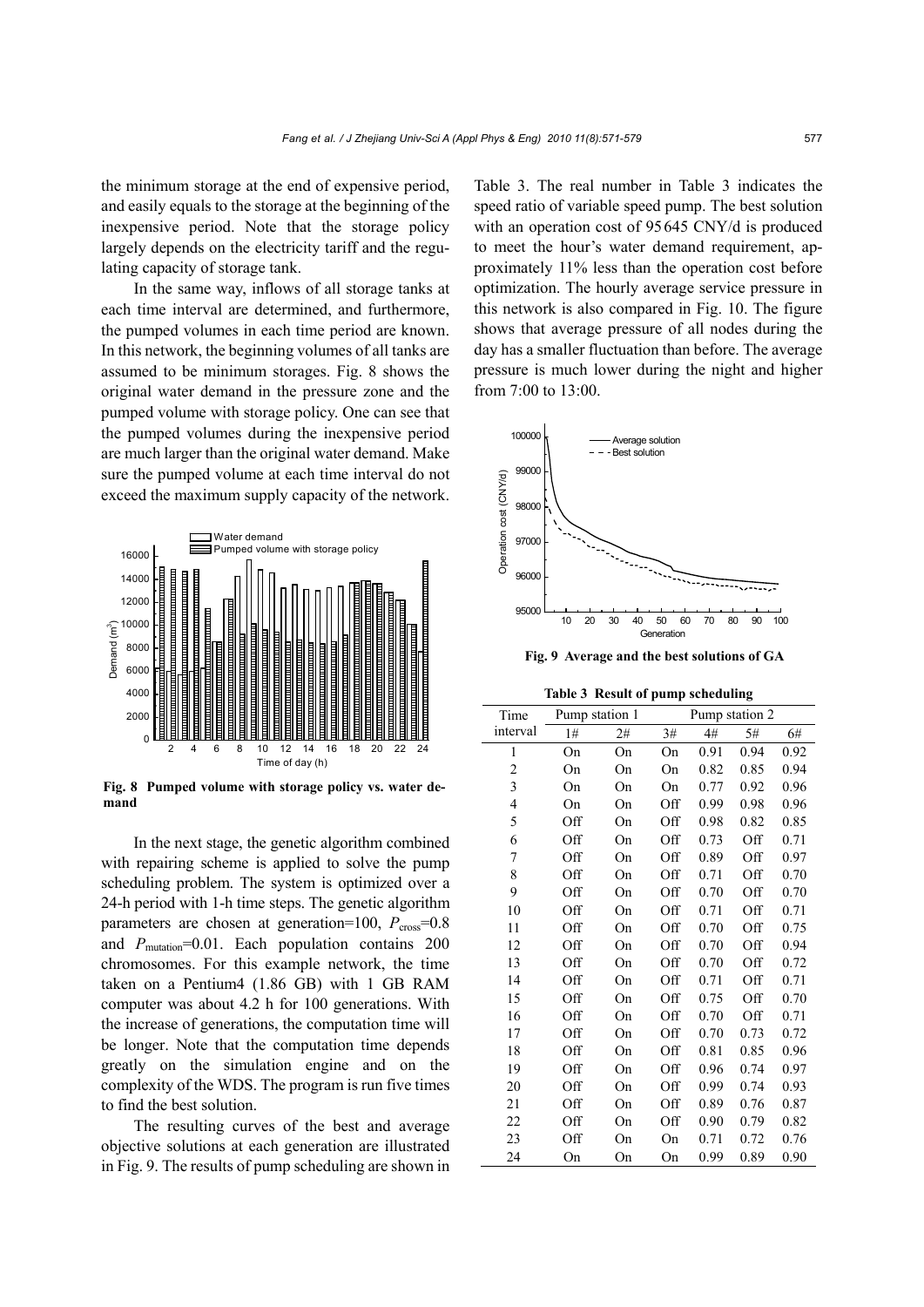the minimum storage at the end of expensive period, and easily equals to the storage at the beginning of the inexpensive period. Note that the storage policy largely depends on the electricity tariff and the regulating capacity of storage tank.

In the same way, inflows of all storage tanks at each time interval are determined, and furthermore, the pumped volumes in each time period are known. In this network, the beginning volumes of all tanks are assumed to be minimum storages. Fig. 8 shows the original water demand in the pressure zone and the pumped volume with storage policy. One can see that the pumped volumes during the inexpensive period are much larger than the original water demand. Make sure the pumped volume at each time interval do not exceed the maximum supply capacity of the network.

**Fig. 8 Pumped volume with storage policy vs. water demand**

In the next stage, the genetic algorithm combined with repairing scheme is applied to solve the pump scheduling problem. The system is optimized over a 24-h period with 1-h time steps. The genetic algorithm parameters are chosen at generation=100, $P_{\text{cross}}$=0.8 and $P_{\text{mutation}}$=0.01. Each population contains 200 chromosomes. For this example network, the time taken on a Pentium4 (1.86 GB) with 1 GB RAM computer was about 4.2 h for 100 generations. With the increase of generations, the computation time will be longer. Note that the computation time depends greatly on the simulation engine and on the complexity of the WDS. The program is run five times to find the best solution.

The resulting curves of the best and average objective solutions at each generation are illustrated in Fig. 9. The results of pump scheduling are shown in Table 3. The real number in Table 3 indicates the speed ratio of variable speed pump. The best solution with an operation cost of 95645 CNY/d is produced to meet the hour's water demand requirement, approximately 11% less than the operation cost before optimization. The hourly average service pressure in this network is also compared in Fig. 10. The figure shows that average pressure of all nodes during the day has a smaller fluctuation than before. The average pressure is much lower during the night and higher from 7:00 to 13:00.

**Fig. 9 Average and the best solutions of GA**

**Table 3 Result of pump scheduling**

| Time interval | Pump station 1 | | Pump station 2 | | | |
|---|---|---|---|---|---|---|
| | 1# | 2# | 3# | 4# | 5# | 6# |
| 1 | On | On | On | 0.91 | 0.94 | 0.92 |
| 2 | On | On | On | 0.82 | 0.85 | 0.94 |
| 3 | On | On | On | 0.77 | 0.92 | 0.96 |
| 4 | On | On | Off | 0.99 | 0.98 | 0.96 |
| 5 | Off | On | Off | 0.98 | 0.82 | 0.85 |
| 6 | Off | On | Off | 0.73 | Off | 0.71 |
| 7 | Off | On | Off | 0.89 | Off | 0.97 |
| 8 | Off | On | Off | 0.71 | Off | 0.70 |
| 9 | Off | On | Off | 0.70 | Off | 0.70 |
| 10 | Off | On | Off | 0.71 | Off | 0.71 |
| 11 | Off | On | Off | 0.70 | Off | 0.75 |
| 12 | Off | On | Off | 0.70 | Off | 0.94 |
| 13 | Off | On | Off | 0.70 | Off | 0.72 |
| 14 | Off | On | Off | 0.71 | Off | 0.71 |
| 15 | Off | On | Off | 0.75 | Off | 0.70 |
| 16 | Off | On | Off | 0.70 | Off | 0.71 |
| 17 | Off | On | Off | 0.70 | 0.73 | 0.72 |
| 18 | Off | On | Off | 0.81 | 0.85 | 0.96 |
| 19 | Off | On | Off | 0.96 | 0.74 | 0.97 |
| 20 | Off | On | Off | 0.99 | 0.74 | 0.93 |
| 21 | Off | On | Off | 0.89 | 0.76 | 0.87 |
| 22 | Off | On | Off | 0.90 | 0.79 | 0.82 |
| 23 | Off | On | On | 0.71 | 0.72 | 0.76 |
| 24 | On | On | On | 0.99 | 0.89 | 0.90 |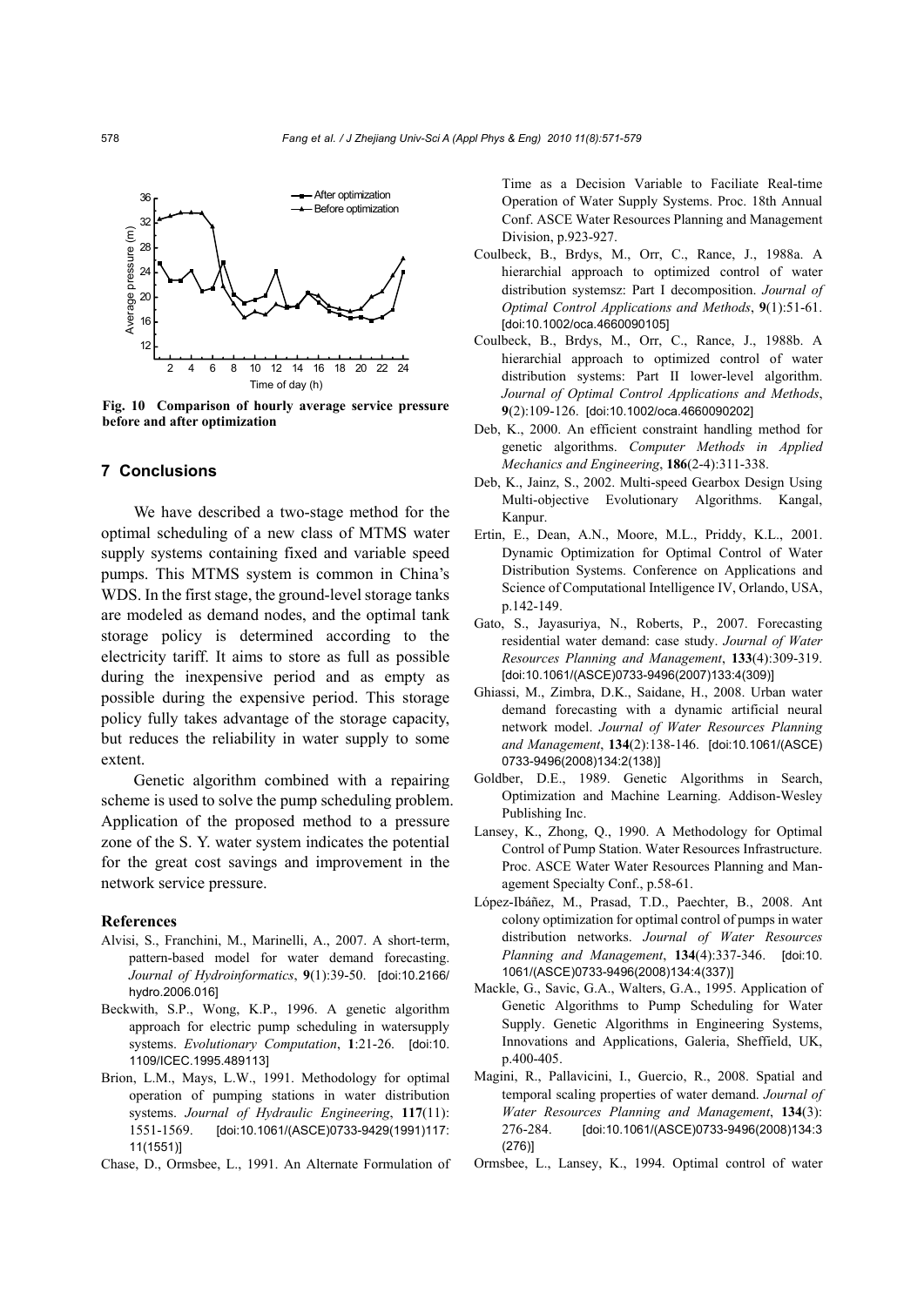Fig. 10 **Comparison of hourly average service pressure before and after optimization**

## 7 Conclusions

We have described a two-stage method for the optimal scheduling of a new class of MTMS water supply systems containing fixed and variable speed pumps. This MTMS system is common in China's WDS. In the first stage, the ground-level storage tanks are modeled as demand nodes, and the optimal tank storage policy is determined according to the electricity tariff. It aims to store as full as possible during the inexpensive period and as empty as possible during the expensive period. This storage policy fully takes advantage of the storage capacity, but reduces the reliability in water supply to some extent.

Genetic algorithm combined with a repairing scheme is used to solve the pump scheduling problem. Application of the proposed method to a pressure zone of the S. Y. water system indicates the potential for the great cost savings and improvement in the network service pressure.

### References

Alvisi, S., Franchini, M., Marinelli, A., 2007. A short-term, pattern-based model for water demand forecasting. *Journal of Hydroinformatics*, **9**(1):39-50. [doi:10.2166/hydro.2006.016]

Beckwith, S.P., Wong, K.P., 1996. A genetic algorithm approach for electric pump scheduling in watersupply systems. *Evolutionary Computation*, **1**:21-26. [doi:10.1109/ICEC.1995.489113]

Brion, L.M., Mays, L.W., 1991. Methodology for optimal operation of pumping stations in water distribution systems. *Journal of Hydraulic Engineering*, **117**(11): 1551-1569. [doi:10.1061/(ASCE)0733-9429(1991)117:11(1551)]

Chase, D., Ormsbee, L., 1991. An Alternate Formulation of Time as a Decision Variable to Faciliate Real-time Operation of Water Supply Systems. Proc. 18th Annual Conf. ASCE Water Resources Planning and Management Division, p.923-927.

Coulbeck, B., Brdys, M., Orr, C., Rance, J., 1988a. A hierarchial approach to optimized control of water distribution systemsz: Part I decomposition. *Journal of Optimal Control Applications and Methods*, **9**(1):51-61. [doi:10.1002/oca.4660090105]

Coulbeck, B., Brdys, M., Orr, C., Rance, J., 1988b. A hierarchial approach to optimized control of water distribution systems: Part II lower-level algorithm. *Journal of Optimal Control Applications and Methods*, **9**(2):109-126. [doi:10.1002/oca.4660090202]

Deb, K., 2000. An efficient constraint handling method for genetic algorithms. *Computer Methods in Applied Mechanics and Engineering*, **186**(2-4):311-338.

Deb, K., Jainz, S., 2002. Multi-speed Gearbox Design Using Multi-objective Evolutionary Algorithms. Kangal, Kanpur.

Ertin, E., Dean, A.N., Moore, M.L., Priddy, K.L., 2001. Dynamic Optimization for Optimal Control of Water Distribution Systems. Conference on Applications and Science of Computational Intelligence IV, Orlando, USA, p.142-149.

Gato, S., Jayasuriya, N., Roberts, P., 2007. Forecasting residential water demand: case study. *Journal of Water Resources Planning and Management*, **133**(4):309-319. [doi:10.1061/(ASCE)0733-9496(2007)133:4(309)]

Ghiassi, M., Zimbra, D.K., Saidane, H., 2008. Urban water demand forecasting with a dynamic artificial neural network model. *Journal of Water Resources Planning and Management*, **134**(2):138-146. [doi:10.1061/(ASCE)0733-9496(2008)134:2(138)]

Goldber, D.E., 1989. Genetic Algorithms in Search, Optimization and Machine Learning. Addison-Wesley Publishing Inc.

Lansey, K., Zhong, Q., 1990. A Methodology for Optimal Control of Pump Station. Water Resources Infrastructure. Proc. ASCE Water Water Resources Planning and Management Specialty Conf., p.58-61.

López-Ibáñez, M., Prasad, T.D., Paechter, B., 2008. Ant colony optimization for optimal control of pumps in water distribution networks. *Journal of Water Resources Planning and Management*, **134**(4):337-346. [doi:10.1061/(ASCE)0733-9496(2008)134:4(337)]

Mackle, G., Savic, G.A., Walters, G.A., 1995. Application of Genetic Algorithms to Pump Scheduling for Water Supply. Genetic Algorithms in Engineering Systems, Innovations and Applications, Galeria, Sheffield, UK, p.400-405.

Magini, R., Pallavicini, I., Guercio, R., 2008. Spatial and temporal scaling properties of water demand. *Journal of Water Resources Planning and Management*, **134**(3): 276-284. [doi:10.1061/(ASCE)0733-9496(2008)134:3(276)]

Ormsbee, L., Lansey, K., 1994. Optimal control of water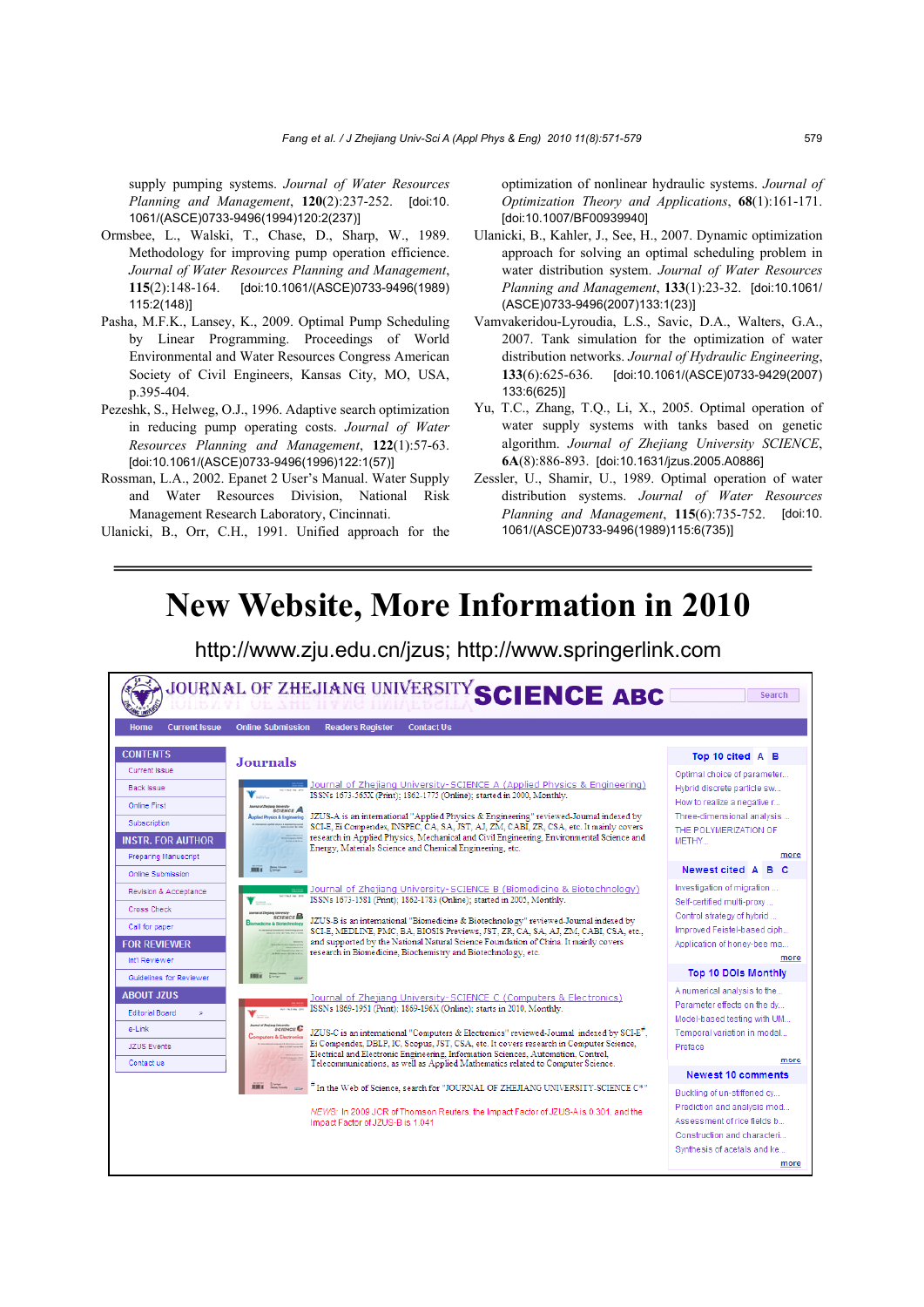supply pumping systems. *Journal of Water Resources Planning and Management*, **120**(2):237-252. [doi:10.1061/(ASCE)0733-9496(1994)120:2(237)]

Ormsbee, L., Walski, T., Chase, D., Sharp, W., 1989. Methodology for improving pump operation efficiency. *Journal of Water Resources Planning and Management*, **115**(2):148-164. [doi:10.1061/(ASCE)0733-9496(1989)115:2(148)]

Pasha, M.F.K., Lansey, K., 2009. Optimal Pump Scheduling by Linear Programming. Proceedings of World Environmental and Water Resources Congress American Society of Civil Engineers, Kansas City, MO, USA, p.395-404.

Pezeshk, S., Helweg, O.J., 1996. Adaptive search optimization in reducing pump operating costs. *Journal of Water Resources Planning and Management*, **122**(1):57-63. [doi:10.1061/(ASCE)0733-9496(1996)122:1(57)]

Rossman, L.A., 2002. Epanet 2 User's Manual. Water Supply and Water Resources Division, National Risk Management Research Laboratory, Cincinnati.

Ulanicki, B., Orr, C.H., 1991. Unified approach for the optimization of nonlinear hydraulic systems. *Journal of Optimization Theory and Applications*, **68**(1):161-171. [doi:10.1007/BF00939940]

Ulanicki, B., Kahler, J., See, H., 2007. Dynamic optimization approach for solving an optimal scheduling problem in water distribution system. *Journal of Water Resources Planning and Management*, **133**(1):23-32. [doi:10.1061/(ASCE)0733-9496(2007)133:1(23)]

Vamvakeridou-Lyroudia, L.S., Savic, D.A., Walters, G.A., 2007. Tank simulation for the optimization of water distribution networks. *Journal of Hydraulic Engineering*, **133**(6):625-636. [doi:10.1061/(ASCE)0733-9429(2007)133:6(625)]

Yu, T.C., Zhang, T.Q., Li, X., 2005. Optimal operation of water supply systems with tanks based on genetic algorithm. *Journal of Zhejiang University SCIENCE*, **6A**(8):886-893. [doi:10.1631/jzus.2005.A0886]

Zessler, U., Shamir, U., 1989. Optimal operation of water distribution systems. *Journal of Water Resources Planning and Management*, **115**(6):735-752. [doi:10.1061/(ASCE)0733-9496(1989)115:6(735)]

# New Website, More Information in 2010

http://www.zju.edu.cn/jzus; http://www.springerlink.com

JOURNAL OF ZHEJIANG UNIVERSITY SCIENCE ABC

Search

Home | Current Issue | Online Submission | Readers Register | Contact Us

CONTENTS
- Current Issue
- Back Issue
- Online First
- Subscription

INSTR. FOR AUTHOR
- Preparing Manuscript
- Online Submission
- Revision & Acceptance
- Cross Check
- Call for paper

FOR REVIEWER
- Intl Reviewer
- Guidelines for Reviewer

ABOUT JZUS
- Editorial Board
- e-Link
- JZUS Events
- Contact us

## Journals

Journal of Zhejiang University-SCIENCE A (Applied Physics & Engineering)
ISSNs 1673-565X (Print); 1862-1775 (Online); started in 2000, Monthly.

JZUS-A is an international "Applied Physics & Engineering" reviewed-Journal indexed by SCI-E, Ei Compendex, INSPEC, CA, SA, JST, AJ, ZM, CABI, ZR, CSA, etc. It mainly covers research in Applied Physics, Mechanical and Civil Engineering, Environmental Science and Energy, Materials Science and Chemical Engineering, etc.

Journal of Zhejiang University-SCIENCE B (Biomedicine & Biotechnology)
ISSNs 1673-1581 (Print); 1862-1783 (Online); started in 2005, Monthly.

JZUS-B is an international "Biomedicine & Biotechnology" reviewed-Journal indexed by SCI-E, MEDLINE, PMC, BA, BIOSIS Previews, JST, ZR, CA, SA, AJ, ZM, CABI, CSA, etc., and supported by the National Natural Science Foundation of China. It mainly covers research in Biomedicine, Biochemistry and Biotechnology, etc.

Journal of Zhejiang University-SCIENCE C (Computers & Electronics)
ISSNs 1869-1951 (Print); 1869-196X (Online); starts in 2010, Monthly.

JZUS-C is an international "Computers & Electronics" reviewed-Journal indexed by SCI-E[#], Ei Compendex, DBLP, IC, Scopus, JST, CSA, etc. It covers research in Computer Science, Electrical and Electronic Engineering, Information Sciences, Automation, Control, Telecommunications, as well as Applied Mathematics related to Computer Science.

[#] In the Web of Science, search for "JOURNAL OF ZHEJIANG UNIVERSITY-SCIENCE C"

NEWS: In 2009 JCR of Thomson Reuters, the Impact Factor of JZUS-A is 0.301, and the Impact Factor of JZUS-B is 1.041

Top 10 cited A B
- Optimal choice of parameter...
- Hybrid discrete particle sw...
- How to realize a negative r...
- Three-dimensional analysis ...
- THE POLYMERIZATION OF METHY...
- more

Newest cited A B C
- Investigation of migration ...
- Self-certified multi-proxy ...
- Control strategy of hybrid ...
- Improved Feistel-based ciph...
- Application of honey-bee ma...
- more

Top 10 DOIs Monthly
- A numerical analysis to the...
- Parameter effects on the dy...
- Model-based testing with UM...
- Temporal variation in model...
- Preface
- more

Newest 10 comments
- Buckling of un-stiffened cy...
- Prediction and analysis mod...
- Assessment of rice fields b...
- Construction and characteri...
- Synthesis of acetals and ke...
- more